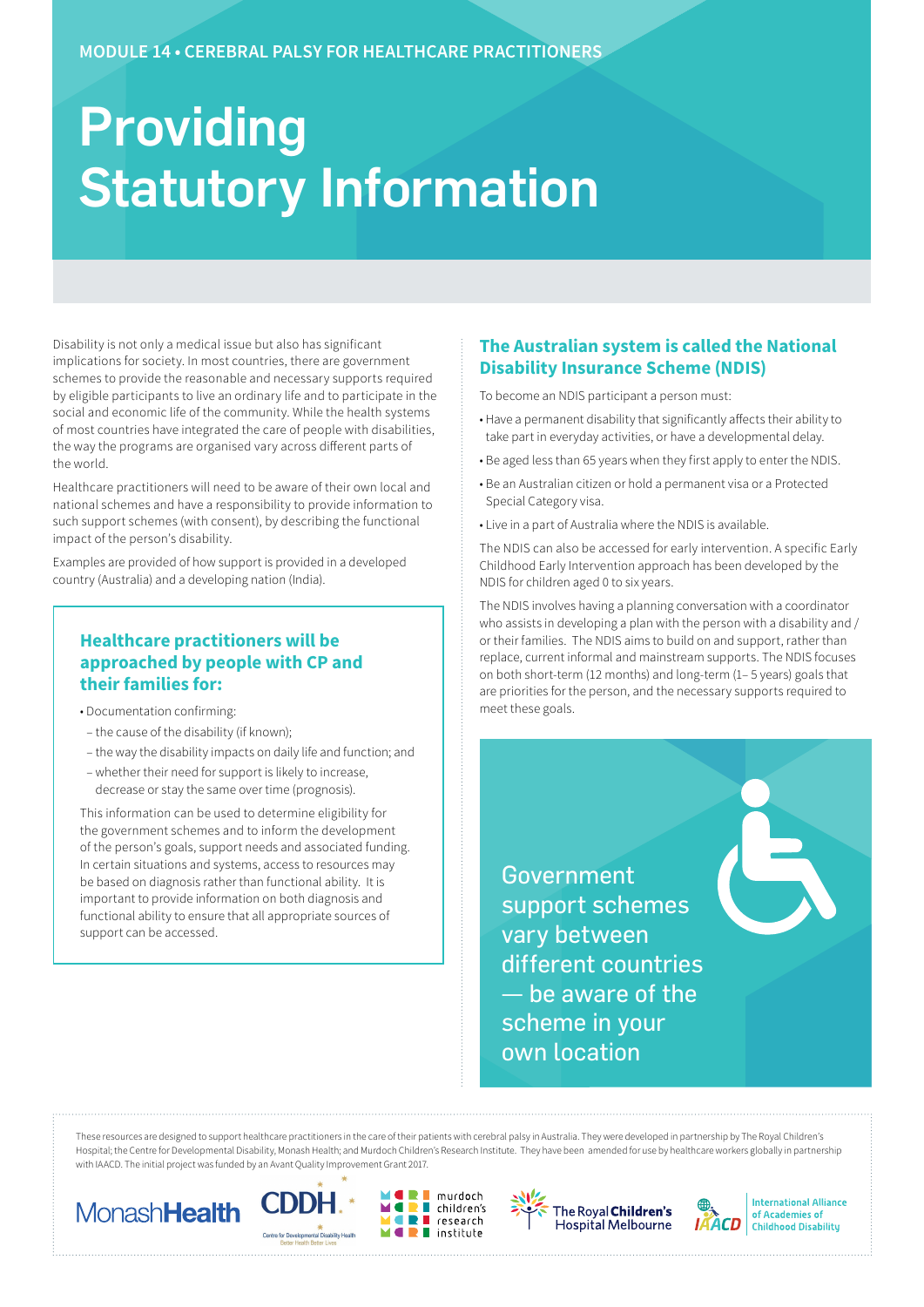MODULE 14 • CEREBRAL PALSY FOR HEALTHCARE PRACTITIONERS

# Providing Statutory Information

Disability is not only a medical issue but also has significant implications for society. In most countries, there are government schemes to provide the reasonable and necessary supports required by eligible participants to live an ordinary life and to participate in the social and economic life of the community. While the health systems of most countries have integrated the care of people with disabilities, the way the programs are organised vary across different parts of the world.

Healthcare practitioners will need to be aware of their own local and national schemes and have a responsibility to provide information to such support schemes (with consent), by describing the functional impact of the person's disability.

Examples are provided of how support is provided in a developed country (Australia) and a developing nation (India).

### Healthcare practitioners will be approached by people with CP and their families for:

- Documentation confirming:
  - the cause of the disability (if known);
  - the way the disability impacts on daily life and function; and
  - whether their need for support is likely to increase, decrease or stay the same over time (prognosis).

This information can be used to determine eligibility for the government schemes and to inform the development of the person's goals, support needs and associated funding. In certain situations and systems, access to resources may be based on diagnosis rather than functional ability. It is important to provide information on both diagnosis and functional ability to ensure that all appropriate sources of support can be accessed.

### The Australian system is called the National Disability Insurance Scheme (NDIS)

To become an NDIS participant a person must:

- Have a permanent disability that significantly affects their ability to take part in everyday activities, or have a developmental delay.
- Be aged less than 65 years when they first apply to enter the NDIS.
- Be an Australian citizen or hold a permanent visa or a Protected Special Category visa.
- Live in a part of Australia where the NDIS is available.

The NDIS can also be accessed for early intervention. A specific Early Childhood Early Intervention approach has been developed by the NDIS for children aged 0 to six years.

The NDIS involves having a planning conversation with a coordinator who assists in developing a plan with the person with a disability and / or their families. The NDIS aims to build on and support, rather than replace, current informal and mainstream supports. The NDIS focuses on both short-term (12 months) and long-term (1– 5 years) goals that are priorities for the person, and the necessary supports required to meet these goals.

Government support schemes vary between different countries — be aware of the scheme in your own location

These resources are designed to support healthcare practitioners in the care of their patients with cerebral palsy in Australia. They were developed in partnership by The Royal Children's Hospital; the Centre for Developmental Disability, Monash Health; and Murdoch Children's Research Institute. They have been amended for use by healthcare workers globally in partnership with IAACD. The initial project was funded by an Avant Quality Improvement Grant 2017.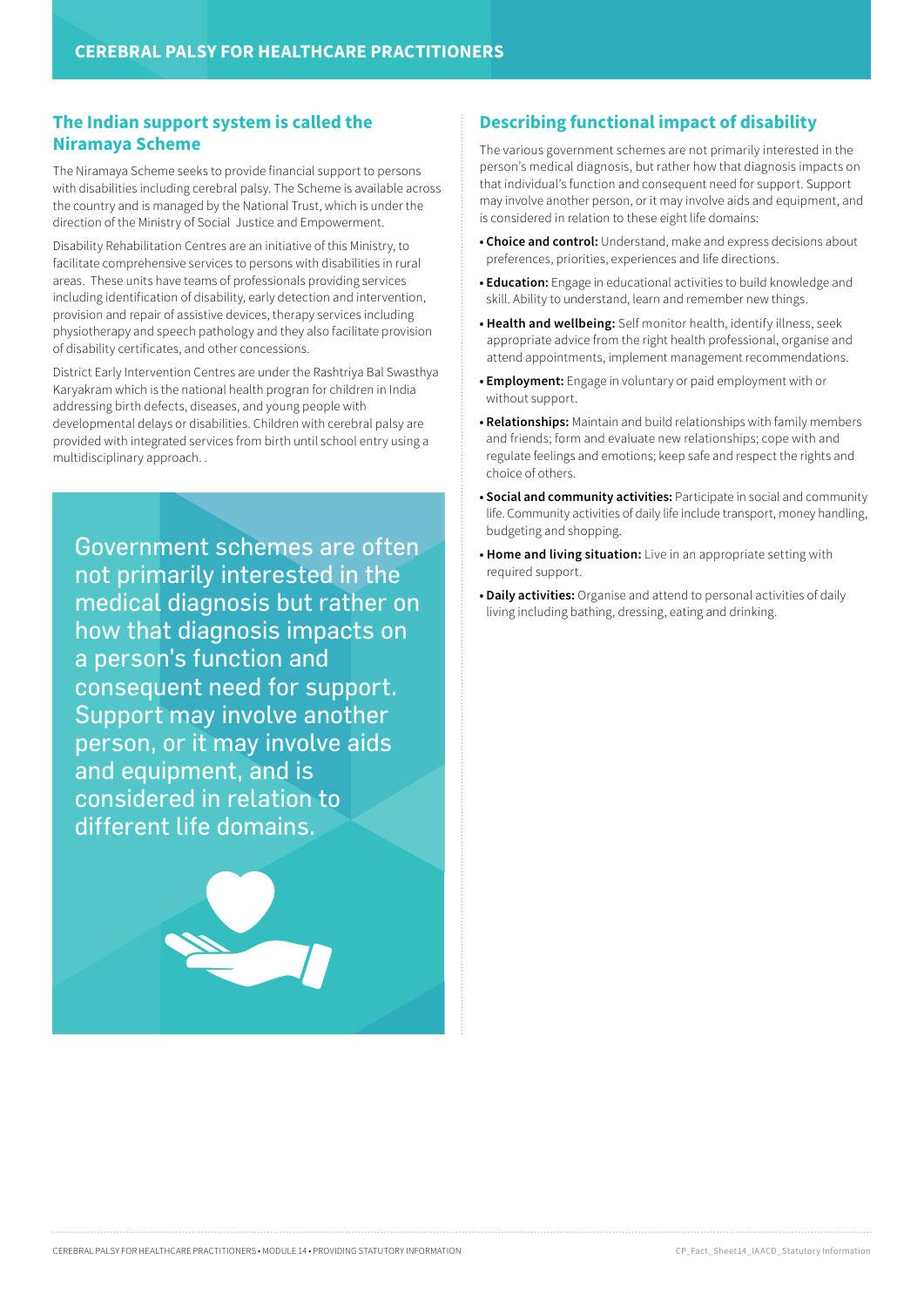## The Indian support system is called the Niramaya Scheme

The Niramaya Scheme seeks to provide financial support to persons with disabilities including cerebral palsy. The Scheme is available across the country and is managed by the National Trust, which is under the direction of the Ministry of Social Justice and Empowerment.

Disability Rehabilitation Centres are an initiative of this Ministry, to facilitate comprehensive services to persons with disabilities in rural areas. These units have teams of professionals providing services including identification of disability, early detection and intervention, provision and repair of assistive devices, therapy services including physiotherapy and speech pathology and they also facilitate provision of disability certificates, and other concessions.

District Early Intervention Centres are under the Rashtriya Bal Swasthya Karyakram which is the national health progran for children in India addressing birth defects, diseases, and young people with developmental delays or disabilities. Children with cerebral palsy are provided with integrated services from birth until school entry using a multidisciplinary approach. .

Government schemes are often not primarily interested in the medical diagnosis but rather on how that diagnosis impacts on a person's function and consequent need for support. Support may involve another person, or it may involve aids and equipment, and is considered in relation to different life domains.

## Describing functional impact of disability

The various government schemes are not primarily interested in the person's medical diagnosis, but rather how that diagnosis impacts on that individual's function and consequent need for support. Support may involve another person, or it may involve aids and equipment, and is considered in relation to these eight life domains:

- **Choice and control:** Understand, make and express decisions about preferences, priorities, experiences and life directions.
- **Education:** Engage in educational activities to build knowledge and skill. Ability to understand, learn and remember new things.
- **Health and wellbeing:** Self monitor health, identify illness, seek appropriate advice from the right health professional, organise and attend appointments, implement management recommendations.
- **Employment:** Engage in voluntary or paid employment with or without support.
- **Relationships:** Maintain and build relationships with family members and friends; form and evaluate new relationships; cope with and regulate feelings and emotions; keep safe and respect the rights and choice of others.
- **Social and community activities:** Participate in social and community life. Community activities of daily life include transport, money handling, budgeting and shopping.
- **Home and living situation:** Live in an appropriate setting with required support.
- **Daily activities:** Organise and attend to personal activities of daily living including bathing, dressing, eating and drinking.